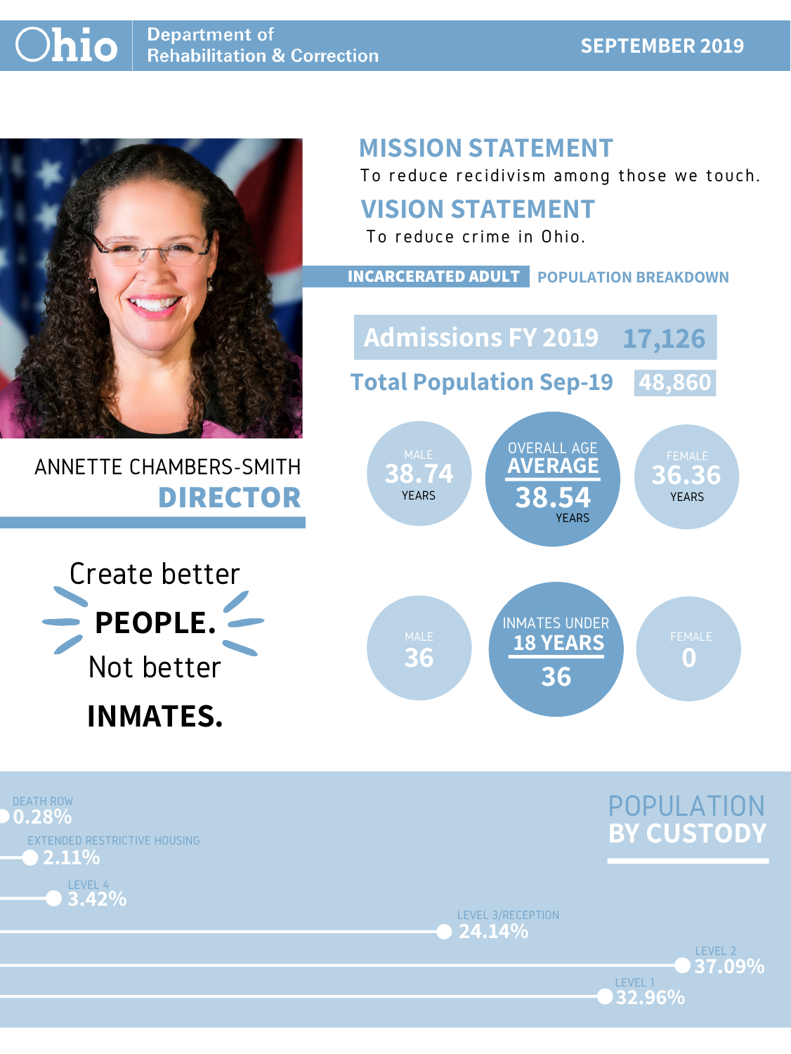# Ohio Department of Rehabilitation & Correction

**SEPTEMBER 2019**

ANNETTE CHAMBERS-SMITH

**DIRECTOR**

Create better **PEOPLE.** Not better **INMATES.**

## MISSION STATEMENT

To reduce recidivism among those we touch.

## VISION STATEMENT

To reduce crime in Ohio.

## INCARCERATED ADULT POPULATION BREAKDOWN

**Admissions FY 2019** 17,126

**Total Population Sep-19** 48,860

| MALE | OVERALL AGE AVERAGE | FEMALE |
|---|---|---|
| 38.74 YEARS | 38.54 YEARS | 36.36 YEARS |

| MALE | INMATES UNDER 18 YEARS | FEMALE |
|---|---|---|
| 36 | 36 | 0 |

## POPULATION BY CUSTODY

| Custody | Percentage |
|---|---|
| DEATH ROW | 0.28% |
| EXTENDED RESTRICTIVE HOUSING | 2.11% |
| LEVEL 4 | 3.42% |
| LEVEL 3/RECEPTION | 24.14% |
| LEVEL 2 | 37.09% |
| LEVEL 1 | 32.96% |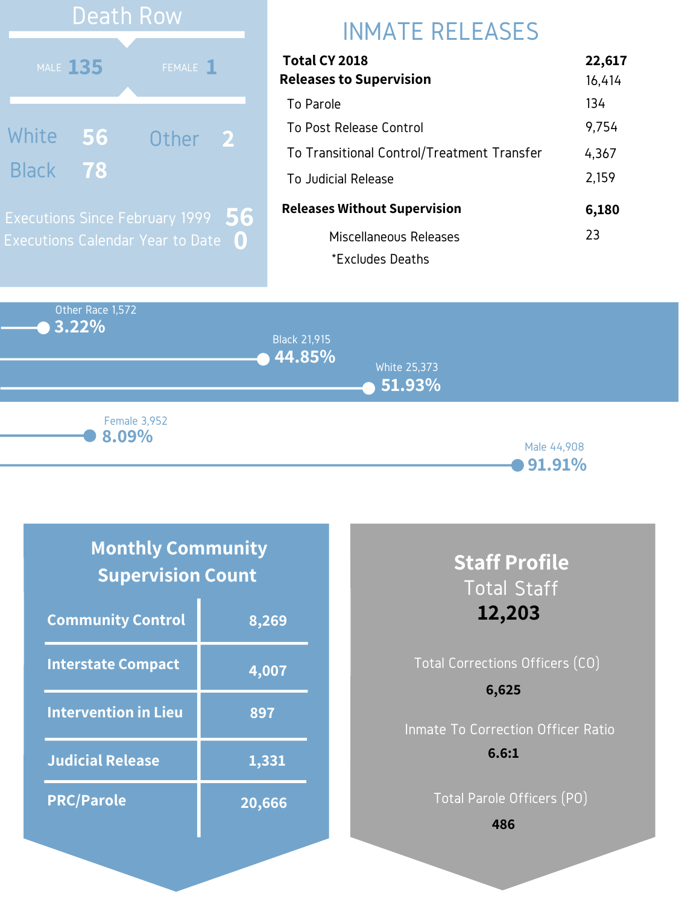## Death Row

MALE **135** FEMALE **1**

| | |
|---|---|
| White | 56 |
| Black | 78 |
| Other | 2 |

Executions Since February 1999 **56**

Executions Calendar Year to Date **0**

## INMATE RELEASES

| | |
|---|---|
| **Total CY 2018** | **22,617** |
| **Releases to Supervision** | 16,414 |
| To Parole | 134 |
| To Post Release Control | 9,754 |
| To Transitional Control/Treatment Transfer | 4,367 |
| To Judicial Release | 2,159 |
| **Releases Without Supervision** | **6,180** |
| Miscellaneous Releases | 23 |

*Excludes Deaths

Other Race 1,572 **3.22%**

Black 21,915 **44.85%**

White 25,373 **51.93%**

Female 3,952 **8.09%**

Male 44,908 **91.91%**

## Monthly Community Supervision Count

| | |
|---|---|
| **Community Control** | **8,269** |
| **Interstate Compact** | **4,007** |
| **Intervention in Lieu** | **897** |
| **Judicial Release** | **1,331** |
| **PRC/Parole** | **20,666** |

## Staff Profile

Total Staff
**12,203**

Total Corrections Officers (CO)
**6,625**

Inmate To Correction Officer Ratio
**6.6:1**

Total Parole Officers (PO)
**486**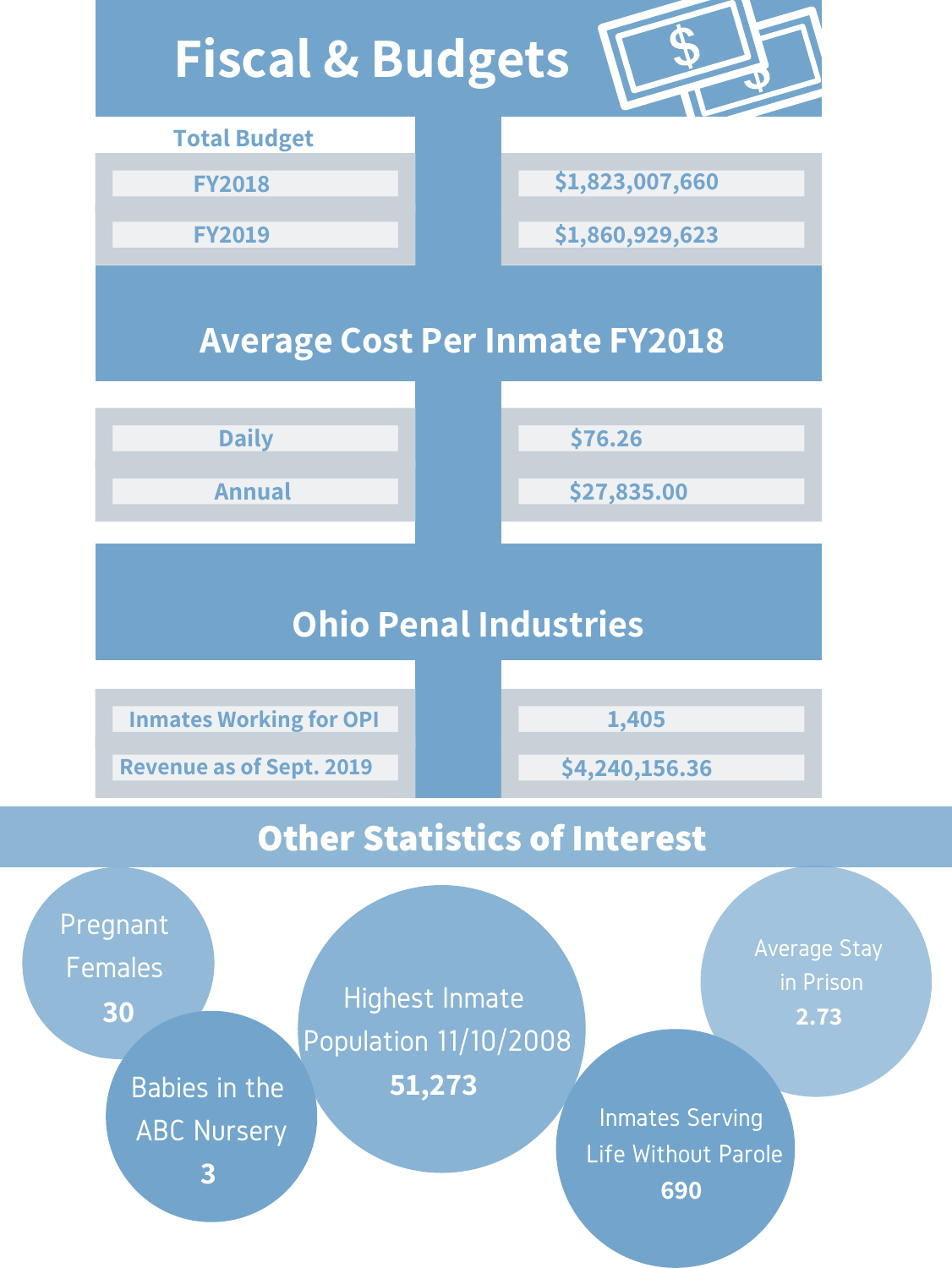# Fiscal & Budgets

## Total Budget

| | |
|---|---|
| FY2018 | $1,823,007,660 |
| FY2019 | $1,860,929,623 |

## Average Cost Per Inmate FY2018

| | |
|---|---|
| Daily | $76.26 |
| Annual | $27,835.00 |

## Ohio Penal Industries

| | |
|---|---|
| Inmates Working for OPI | 1,405 |
| Revenue as of Sept. 2019 | $4,240,156.36 |

## Other Statistics of Interest

Pregnant Females **30**

Babies in the ABC Nursery **3**

Highest Inmate Population 11/10/2008 **51,273**

Inmates Serving Life Without Parole **690**

Average Stay in Prison **2.73**